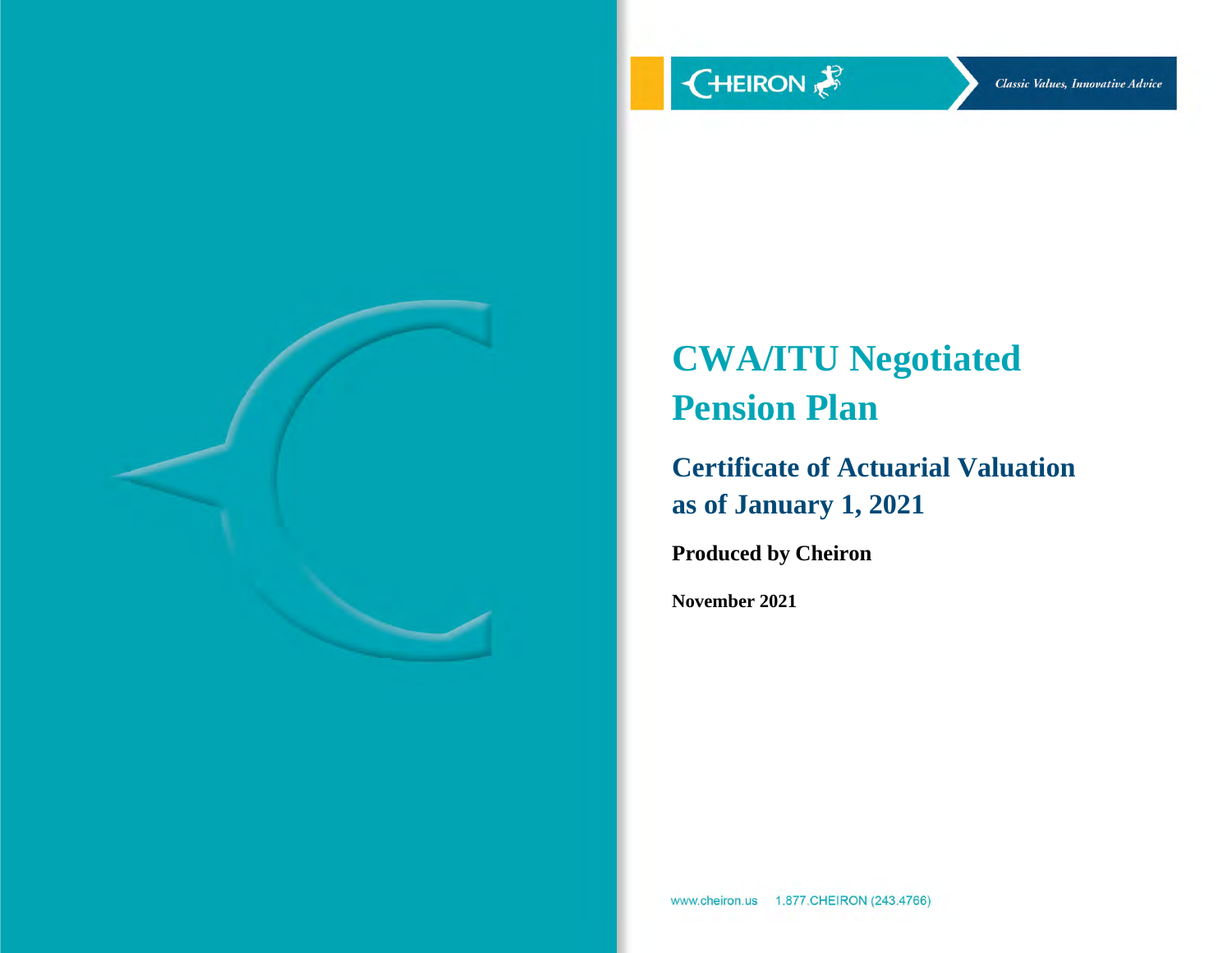CHEIRON

*Classic Values, Innovative Advice*

# CWA/ITU Negotiated Pension Plan

## Certificate of Actuarial Valuation as of January 1, 2021

**Produced by Cheiron**

**November 2021**

www.cheiron.us 1.877.CHEIRON (243.4766)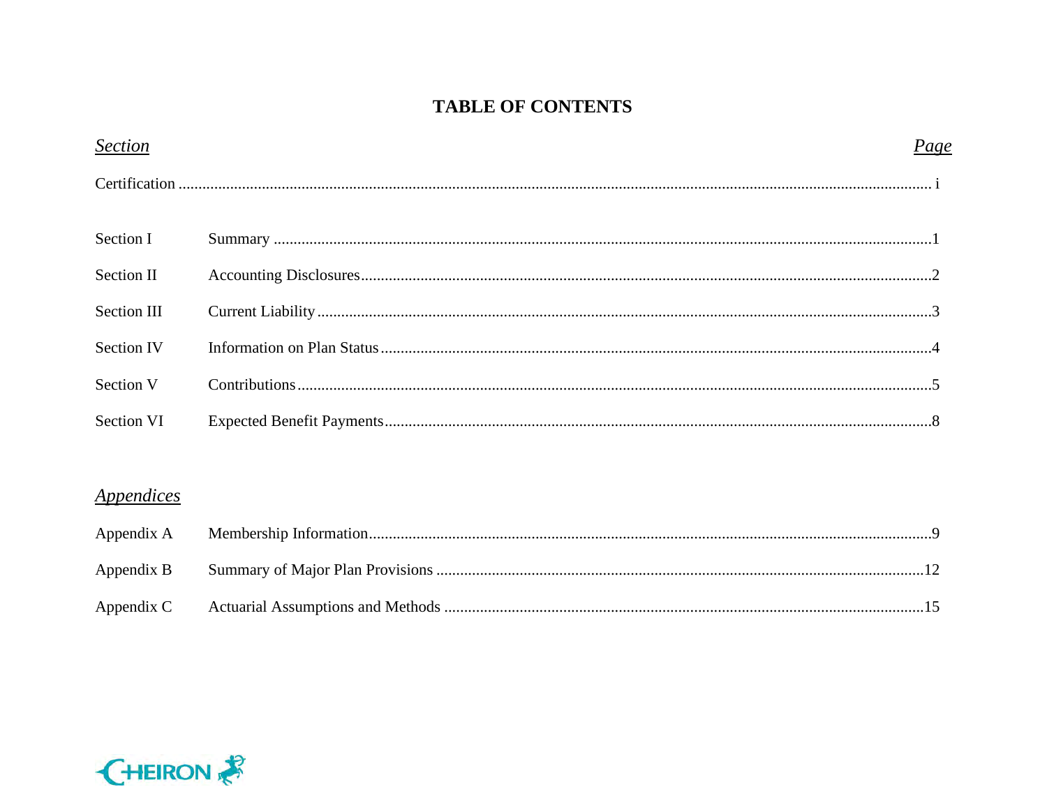# TABLE OF CONTENTS

| *Section* | | *Page* |
|---|---|---|
| Certification | | i |
| Section I | Summary | 1 |
| Section II | Accounting Disclosures | 2 |
| Section III | Current Liability | 3 |
| Section IV | Information on Plan Status | 4 |
| Section V | Contributions | 5 |
| Section VI | Expected Benefit Payments | 8 |

| *Appendices* | | |
|---|---|---|
| Appendix A | Membership Information | 9 |
| Appendix B | Summary of Major Plan Provisions | 12 |
| Appendix C | Actuarial Assumptions and Methods | 15 |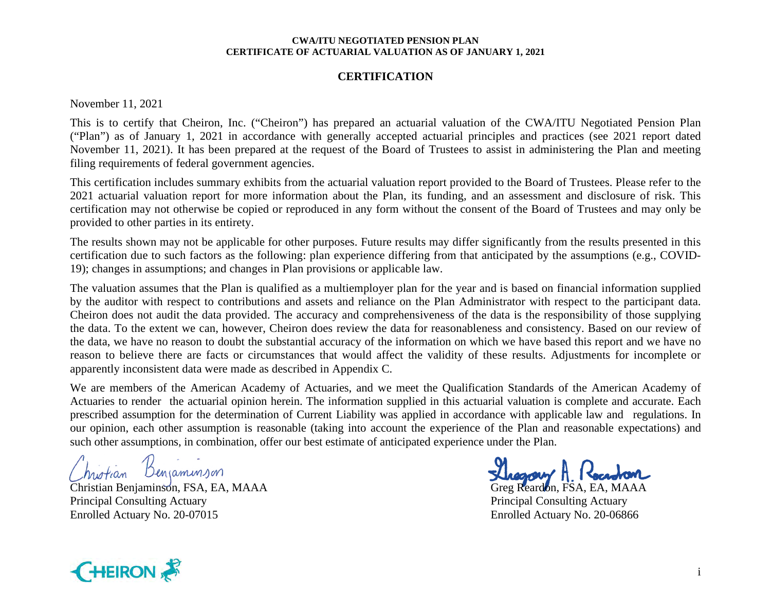## CERTIFICATION

November 11, 2021

This is to certify that Cheiron, Inc. ("Cheiron") has prepared an actuarial valuation of the CWA/ITU Negotiated Pension Plan ("Plan") as of January 1, 2021 in accordance with generally accepted actuarial principles and practices (see 2021 report dated November 11, 2021). It has been prepared at the request of the Board of Trustees to assist in administering the Plan and meeting filing requirements of federal government agencies.

This certification includes summary exhibits from the actuarial valuation report provided to the Board of Trustees. Please refer to the 2021 actuarial valuation report for more information about the Plan, its funding, and an assessment and disclosure of risk. This certification may not otherwise be copied or reproduced in any form without the consent of the Board of Trustees and may only be provided to other parties in its entirety.

The results shown may not be applicable for other purposes. Future results may differ significantly from the results presented in this certification due to such factors as the following: plan experience differing from that anticipated by the assumptions (e.g., COVID-19); changes in assumptions; and changes in Plan provisions or applicable law.

The valuation assumes that the Plan is qualified as a multiemployer plan for the year and is based on financial information supplied by the auditor with respect to contributions and assets and reliance on the Plan Administrator with respect to the participant data. Cheiron does not audit the data provided. The accuracy and comprehensiveness of the data is the responsibility of those supplying the data. To the extent we can, however, Cheiron does review the data for reasonableness and consistency. Based on our review of the data, we have no reason to doubt the substantial accuracy of the information on which we have based this report and we have no reason to believe there are facts or circumstances that would affect the validity of these results. Adjustments for incomplete or apparently inconsistent data were made as described in Appendix C.

We are members of the American Academy of Actuaries, and we meet the Qualification Standards of the American Academy of Actuaries to render the actuarial opinion herein. The information supplied in this actuarial valuation is complete and accurate. Each prescribed assumption for the determination of Current Liability was applied in accordance with applicable law and regulations. In our opinion, each other assumption is reasonable (taking into account the experience of the Plan and reasonable expectations) and such other assumptions, in combination, offer our best estimate of anticipated experience under the Plan.

Christian Benjaminson, FSA, EA, MAAA
Principal Consulting Actuary
Enrolled Actuary No. 20-07015

Greg Reardon, FSA, EA, MAAA
Principal Consulting Actuary
Enrolled Actuary No. 20-06866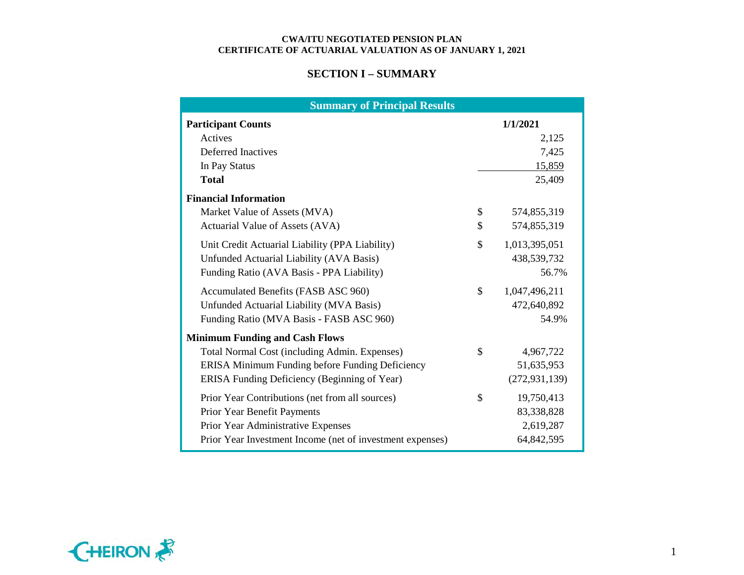**CWA/ITU NEGOTIATED PENSION PLAN**
**CERTIFICATE OF ACTUARIAL VALUATION AS OF JANUARY 1, 2021**

## SECTION I – SUMMARY

| Summary of Principal Results | | |
|---|---|---|
| **Participant Counts** | | **1/1/2021** |
| Actives | | 2,125 |
| Deferred Inactives | | 7,425 |
| In Pay Status | | 15,859 |
| **Total** | | 25,409 |
| **Financial Information** | | |
| Market Value of Assets (MVA) | $ | 574,855,319 |
| Actuarial Value of Assets (AVA) | $ | 574,855,319 |
| Unit Credit Actuarial Liability (PPA Liability) | $ | 1,013,395,051 |
| Unfunded Actuarial Liability (AVA Basis) | | 438,539,732 |
| Funding Ratio (AVA Basis - PPA Liability) | | 56.7% |
| Accumulated Benefits (FASB ASC 960) | $ | 1,047,496,211 |
| Unfunded Actuarial Liability (MVA Basis) | | 472,640,892 |
| Funding Ratio (MVA Basis - FASB ASC 960) | | 54.9% |
| **Minimum Funding and Cash Flows** | | |
| Total Normal Cost (including Admin. Expenses) | $ | 4,967,722 |
| ERISA Minimum Funding before Funding Deficiency | | 51,635,953 |
| ERISA Funding Deficiency (Beginning of Year) | | (272,931,139) |
| Prior Year Contributions (net from all sources) | $ | 19,750,413 |
| Prior Year Benefit Payments | | 83,338,828 |
| Prior Year Administrative Expenses | | 2,619,287 |
| Prior Year Investment Income (net of investment expenses) | | 64,842,595 |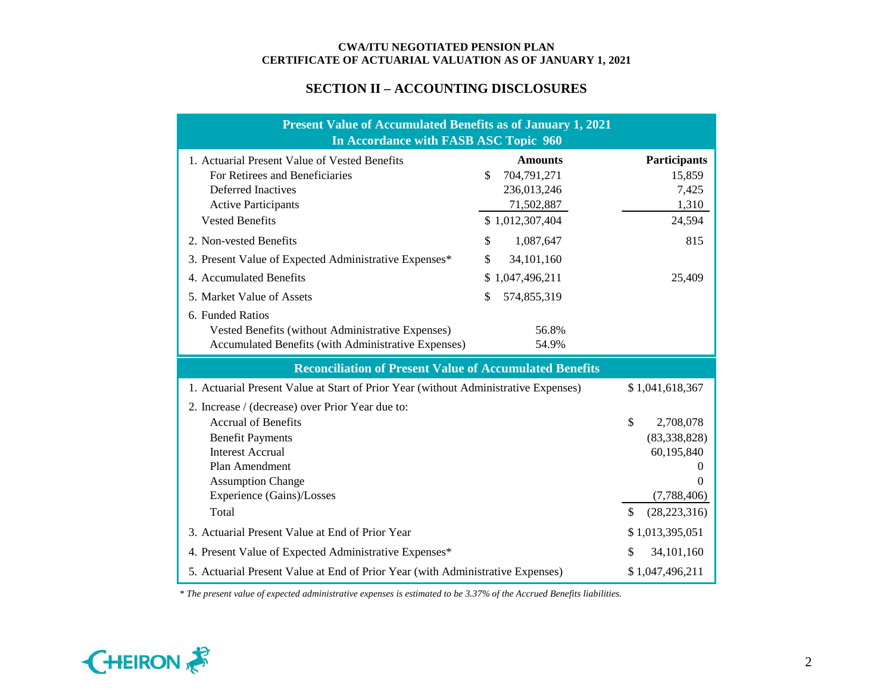**CWA/ITU NEGOTIATED PENSION PLAN**
**CERTIFICATE OF ACTUARIAL VALUATION AS OF JANUARY 1, 2021**

## SECTION II – ACCOUNTING DISCLOSURES

**Present Value of Accumulated Benefits as of January 1, 2021**
**In Accordance with FASB ASC Topic 960**

| | Amounts | Participants |
|---|---|---|
| 1. Actuarial Present Value of Vested Benefits | | |
| For Retirees and Beneficiaries | $ 704,791,271 | 15,859 |
| Deferred Inactives | 236,013,246 | 7,425 |
| Active Participants | 71,502,887 | 1,310 |
| Vested Benefits | $ 1,012,307,404 | 24,594 |
| 2. Non-vested Benefits | $ 1,087,647 | 815 |
| 3. Present Value of Expected Administrative Expenses* | $ 34,101,160 | |
| 4. Accumulated Benefits | $ 1,047,496,211 | 25,409 |
| 5. Market Value of Assets | $ 574,855,319 | |
| 6. Funded Ratios | | |
| Vested Benefits (without Administrative Expenses) | 56.8% | |
| Accumulated Benefits (with Administrative Expenses) | 54.9% | |

**Reconciliation of Present Value of Accumulated Benefits**

| | |
|---|---|
| 1. Actuarial Present Value at Start of Prior Year (without Administrative Expenses) | $ 1,041,618,367 |
| 2. Increase / (decrease) over Prior Year due to: | |
| Accrual of Benefits | $ 2,708,078 |
| Benefit Payments | (83,338,828) |
| Interest Accrual | 60,195,840 |
| Plan Amendment | 0 |
| Assumption Change | 0 |
| Experience (Gains)/Losses | (7,788,406) |
| Total | $ (28,223,316) |
| 3. Actuarial Present Value at End of Prior Year | $ 1,013,395,051 |
| 4. Present Value of Expected Administrative Expenses* | $ 34,101,160 |
| 5. Actuarial Present Value at End of Prior Year (with Administrative Expenses) | $ 1,047,496,211 |

*\* The present value of expected administrative expenses is estimated to be 3.37% of the Accrued Benefits liabilities.*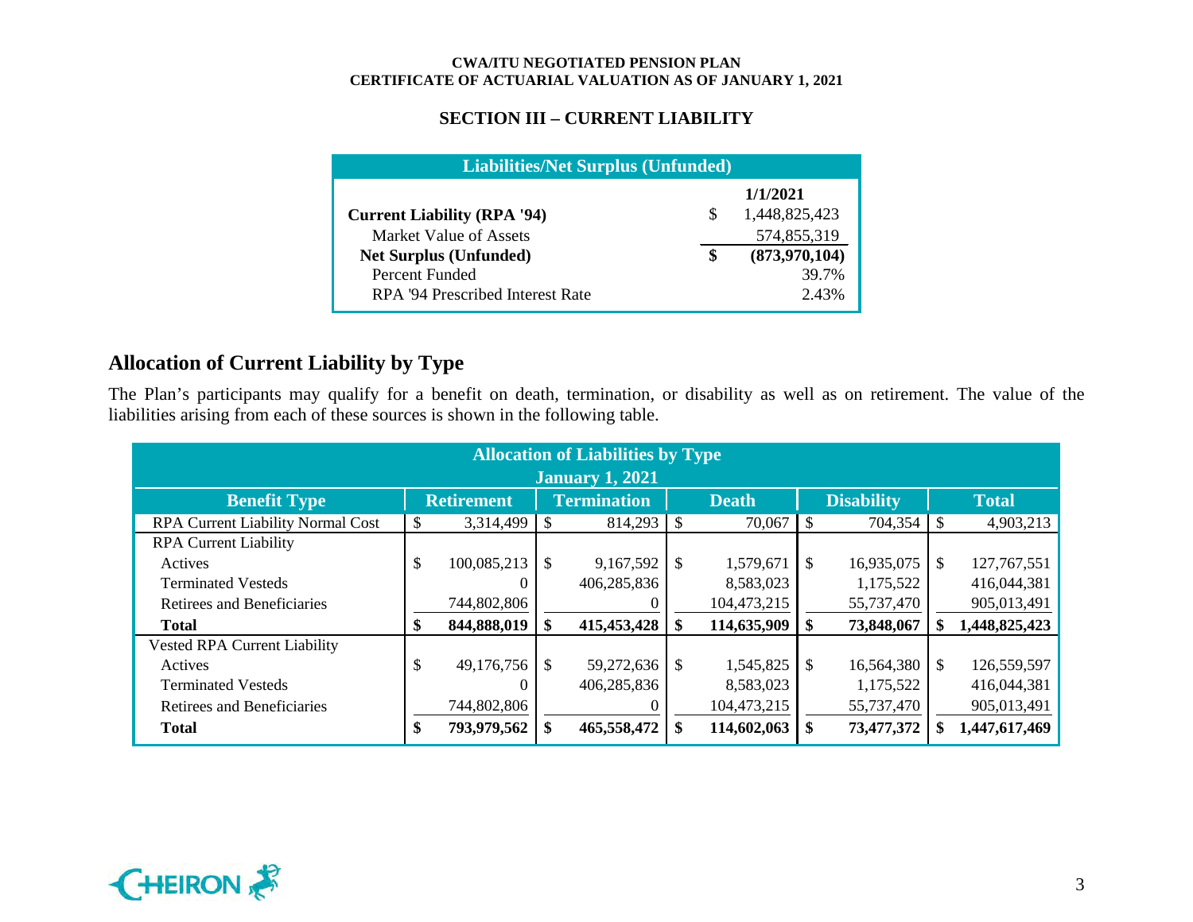## SECTION III – CURRENT LIABILITY

| Liabilities/Net Surplus (Unfunded) | |
|---|---|
| | **1/1/2021** |
| **Current Liability (RPA '94)** | $ 1,448,825,423 |
| Market Value of Assets | 574,855,319 |
| **Net Surplus (Unfunded)** | **$ (873,970,104)** |
| Percent Funded | 39.7% |
| RPA '94 Prescribed Interest Rate | 2.43% |

## Allocation of Current Liability by Type

The Plan's participants may qualify for a benefit on death, termination, or disability as well as on retirement. The value of the liabilities arising from each of these sources is shown in the following table.

**Allocation of Liabilities by Type**
**January 1, 2021**

| Benefit Type | Retirement | Termination | Death | Disability | Total |
|---|---|---|---|---|---|
| RPA Current Liability Normal Cost | $ 3,314,499 | $ 814,293 | $ 70,067 | $ 704,354 | $ 4,903,213 |
| RPA Current Liability | | | | | |
| Actives | $ 100,085,213 | $ 9,167,592 | $ 1,579,671 | $ 16,935,075 | $ 127,767,551 |
| Terminated Vesteds | 0 | 406,285,836 | 8,583,023 | 1,175,522 | 416,044,381 |
| Retirees and Beneficiaries | 744,802,806 | 0 | 104,473,215 | 55,737,470 | 905,013,491 |
| **Total** | **$ 844,888,019** | **$ 415,453,428** | **$ 114,635,909** | **$ 73,848,067** | **$ 1,448,825,423** |
| Vested RPA Current Liability | | | | | |
| Actives | $ 49,176,756 | $ 59,272,636 | $ 1,545,825 | $ 16,564,380 | $ 126,559,597 |
| Terminated Vesteds | 0 | 406,285,836 | 8,583,023 | 1,175,522 | 416,044,381 |
| Retirees and Beneficiaries | 744,802,806 | 0 | 104,473,215 | 55,737,470 | 905,013,491 |
| **Total** | **$ 793,979,562** | **$ 465,558,472** | **$ 114,602,063** | **$ 73,477,372** | **$ 1,447,617,469** |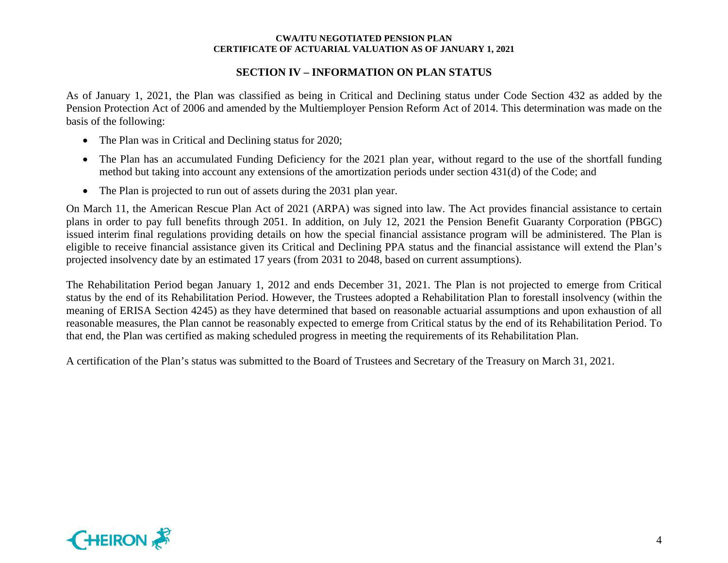## SECTION IV – INFORMATION ON PLAN STATUS

As of January 1, 2021, the Plan was classified as being in Critical and Declining status under Code Section 432 as added by the Pension Protection Act of 2006 and amended by the Multiemployer Pension Reform Act of 2014. This determination was made on the basis of the following:

- The Plan was in Critical and Declining status for 2020;
- The Plan has an accumulated Funding Deficiency for the 2021 plan year, without regard to the use of the shortfall funding method but taking into account any extensions of the amortization periods under section 431(d) of the Code; and
- The Plan is projected to run out of assets during the 2031 plan year.

On March 11, the American Rescue Plan Act of 2021 (ARPA) was signed into law. The Act provides financial assistance to certain plans in order to pay full benefits through 2051. In addition, on July 12, 2021 the Pension Benefit Guaranty Corporation (PBGC) issued interim final regulations providing details on how the special financial assistance program will be administered. The Plan is eligible to receive financial assistance given its Critical and Declining PPA status and the financial assistance will extend the Plan's projected insolvency date by an estimated 17 years (from 2031 to 2048, based on current assumptions).

The Rehabilitation Period began January 1, 2012 and ends December 31, 2021. The Plan is not projected to emerge from Critical status by the end of its Rehabilitation Period. However, the Trustees adopted a Rehabilitation Plan to forestall insolvency (within the meaning of ERISA Section 4245) as they have determined that based on reasonable actuarial assumptions and upon exhaustion of all reasonable measures, the Plan cannot be reasonably expected to emerge from Critical status by the end of its Rehabilitation Period. To that end, the Plan was certified as making scheduled progress in meeting the requirements of its Rehabilitation Plan.

A certification of the Plan's status was submitted to the Board of Trustees and Secretary of the Treasury on March 31, 2021.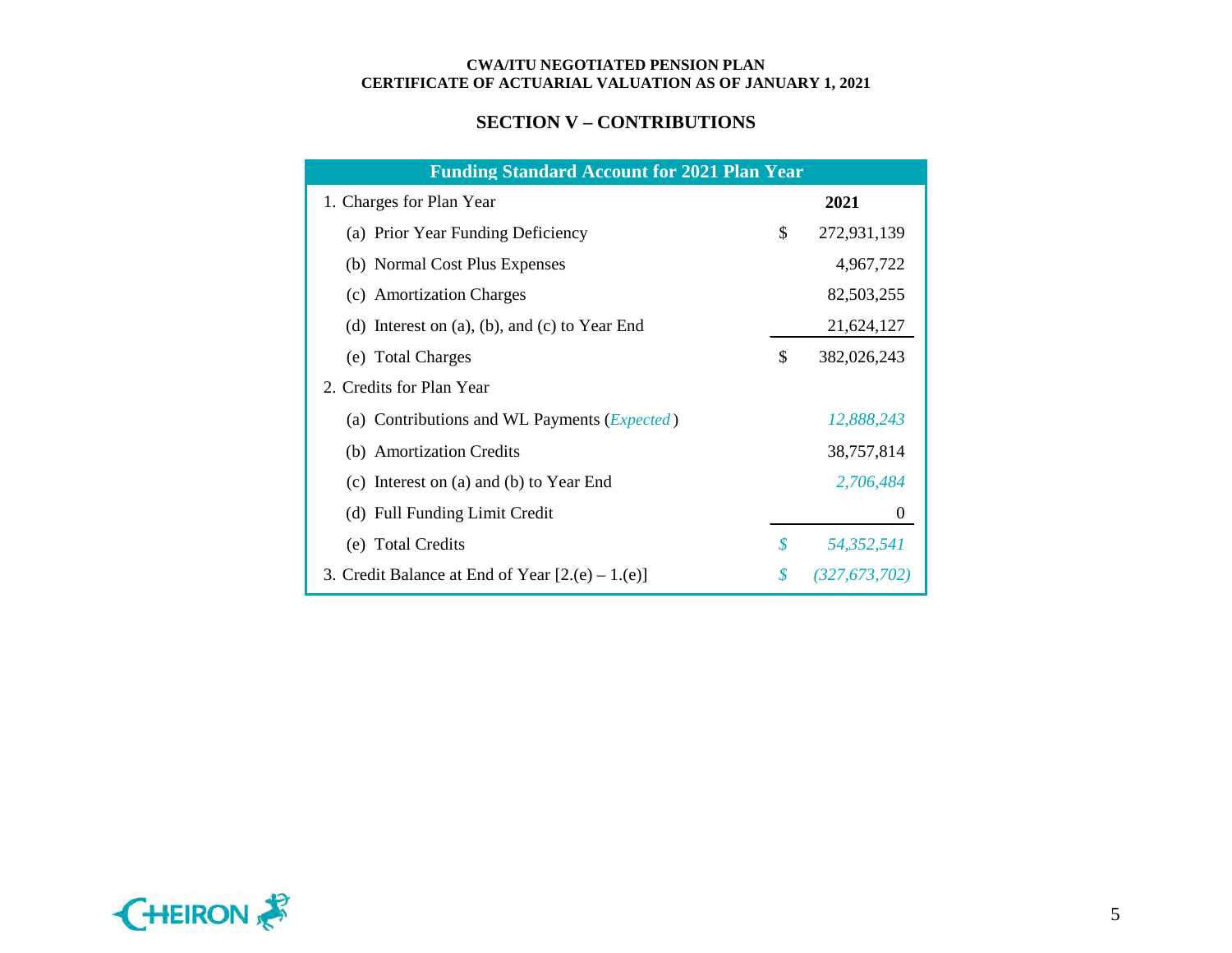## SECTION V – CONTRIBUTIONS

| Funding Standard Account for 2021 Plan Year | | |
|---|---|---|
| 1. Charges for Plan Year | | **2021** |
| (a) Prior Year Funding Deficiency | $ | 272,931,139 |
| (b) Normal Cost Plus Expenses | | 4,967,722 |
| (c) Amortization Charges | | 82,503,255 |
| (d) Interest on (a), (b), and (c) to Year End | | 21,624,127 |
| (e) Total Charges | $ | 382,026,243 |
| 2. Credits for Plan Year | | |
| (a) Contributions and WL Payments (*Expected*) | | *12,888,243* |
| (b) Amortization Credits | | 38,757,814 |
| (c) Interest on (a) and (b) to Year End | | *2,706,484* |
| (d) Full Funding Limit Credit | | 0 |
| (e) Total Credits | *$* | *54,352,541* |
| 3. Credit Balance at End of Year [2.(e) – 1.(e)] | *$* | *(327,673,702)* |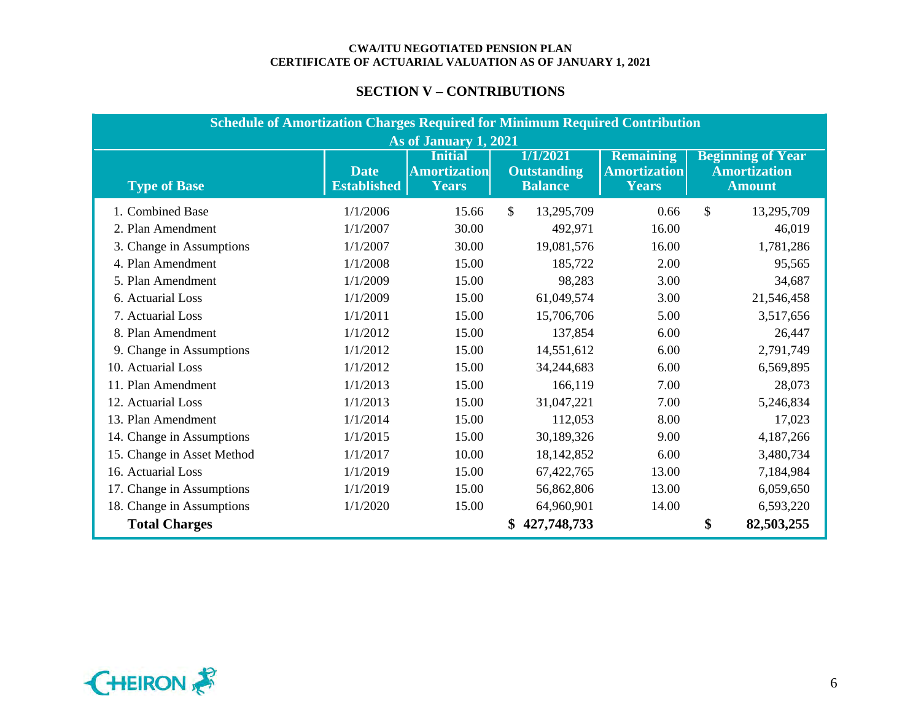CWA/ITU NEGOTIATED PENSION PLAN
CERTIFICATE OF ACTUARIAL VALUATION AS OF JANUARY 1, 2021

## SECTION V – CONTRIBUTIONS

**Schedule of Amortization Charges Required for Minimum Required Contribution As of January 1, 2021**

| Type of Base | Date Established | Initial Amortization Years | 1/1/2021 Outstanding Balance | Remaining Amortization Years | Beginning of Year Amortization Amount |
|---|---|---|---|---|---|
| 1. Combined Base | 1/1/2006 | 15.66 | $ 13,295,709 | 0.66 | $ 13,295,709 |
| 2. Plan Amendment | 1/1/2007 | 30.00 | 492,971 | 16.00 | 46,019 |
| 3. Change in Assumptions | 1/1/2007 | 30.00 | 19,081,576 | 16.00 | 1,781,286 |
| 4. Plan Amendment | 1/1/2008 | 15.00 | 185,722 | 2.00 | 95,565 |
| 5. Plan Amendment | 1/1/2009 | 15.00 | 98,283 | 3.00 | 34,687 |
| 6. Actuarial Loss | 1/1/2009 | 15.00 | 61,049,574 | 3.00 | 21,546,458 |
| 7. Actuarial Loss | 1/1/2011 | 15.00 | 15,706,706 | 5.00 | 3,517,656 |
| 8. Plan Amendment | 1/1/2012 | 15.00 | 137,854 | 6.00 | 26,447 |
| 9. Change in Assumptions | 1/1/2012 | 15.00 | 14,551,612 | 6.00 | 2,791,749 |
| 10. Actuarial Loss | 1/1/2012 | 15.00 | 34,244,683 | 6.00 | 6,569,895 |
| 11. Plan Amendment | 1/1/2013 | 15.00 | 166,119 | 7.00 | 28,073 |
| 12. Actuarial Loss | 1/1/2013 | 15.00 | 31,047,221 | 7.00 | 5,246,834 |
| 13. Plan Amendment | 1/1/2014 | 15.00 | 112,053 | 8.00 | 17,023 |
| 14. Change in Assumptions | 1/1/2015 | 15.00 | 30,189,326 | 9.00 | 4,187,266 |
| 15. Change in Asset Method | 1/1/2017 | 10.00 | 18,142,852 | 6.00 | 3,480,734 |
| 16. Actuarial Loss | 1/1/2019 | 15.00 | 67,422,765 | 13.00 | 7,184,984 |
| 17. Change in Assumptions | 1/1/2019 | 15.00 | 56,862,806 | 13.00 | 6,059,650 |
| 18. Change in Assumptions | 1/1/2020 | 15.00 | 64,960,901 | 14.00 | 6,593,220 |
| **Total Charges** | | | **$ 427,748,733** | | **$ 82,503,255** |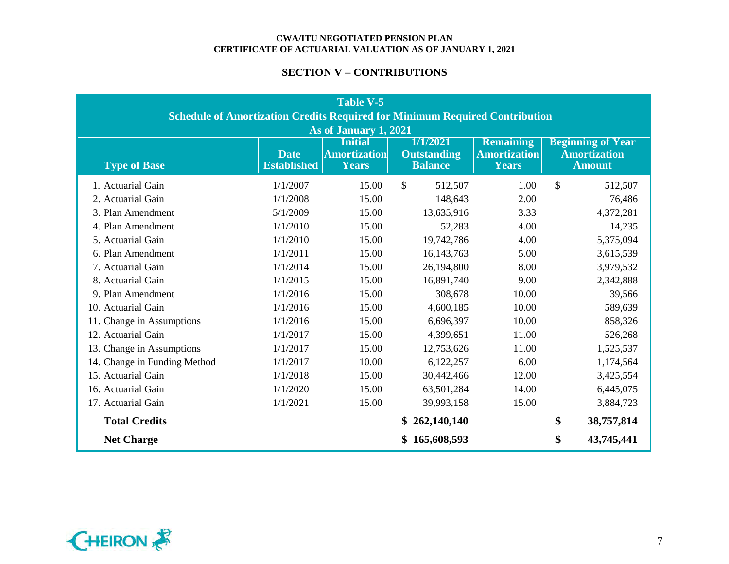CWA/ITU NEGOTIATED PENSION PLAN
CERTIFICATE OF ACTUARIAL VALUATION AS OF JANUARY 1, 2021

## SECTION V – CONTRIBUTIONS

**Table V-5**
**Schedule of Amortization Credits Required for Minimum Required Contribution**
**As of January 1, 2021**

| Type of Base | Date Established | Initial Amortization Years | 1/1/2021 Outstanding Balance | Remaining Amortization Years | Beginning of Year Amortization Amount |
|---|---|---|---|---|---|
| 1. Actuarial Gain | 1/1/2007 | 15.00 | $ 512,507 | 1.00 | $ 512,507 |
| 2. Actuarial Gain | 1/1/2008 | 15.00 | 148,643 | 2.00 | 76,486 |
| 3. Plan Amendment | 5/1/2009 | 15.00 | 13,635,916 | 3.33 | 4,372,281 |
| 4. Plan Amendment | 1/1/2010 | 15.00 | 52,283 | 4.00 | 14,235 |
| 5. Actuarial Gain | 1/1/2010 | 15.00 | 19,742,786 | 4.00 | 5,375,094 |
| 6. Plan Amendment | 1/1/2011 | 15.00 | 16,143,763 | 5.00 | 3,615,539 |
| 7. Actuarial Gain | 1/1/2014 | 15.00 | 26,194,800 | 8.00 | 3,979,532 |
| 8. Actuarial Gain | 1/1/2015 | 15.00 | 16,891,740 | 9.00 | 2,342,888 |
| 9. Plan Amendment | 1/1/2016 | 15.00 | 308,678 | 10.00 | 39,566 |
| 10. Actuarial Gain | 1/1/2016 | 15.00 | 4,600,185 | 10.00 | 589,639 |
| 11. Change in Assumptions | 1/1/2016 | 15.00 | 6,696,397 | 10.00 | 858,326 |
| 12. Actuarial Gain | 1/1/2017 | 15.00 | 4,399,651 | 11.00 | 526,268 |
| 13. Change in Assumptions | 1/1/2017 | 15.00 | 12,753,626 | 11.00 | 1,525,537 |
| 14. Change in Funding Method | 1/1/2017 | 10.00 | 6,122,257 | 6.00 | 1,174,564 |
| 15. Actuarial Gain | 1/1/2018 | 15.00 | 30,442,466 | 12.00 | 3,425,554 |
| 16. Actuarial Gain | 1/1/2020 | 15.00 | 63,501,284 | 14.00 | 6,445,075 |
| 17. Actuarial Gain | 1/1/2021 | 15.00 | 39,993,158 | 15.00 | 3,884,723 |
| **Total Credits** | | | **$ 262,140,140** | | **$ 38,757,814** |
| **Net Charge** | | | **$ 165,608,593** | | **$ 43,745,441** |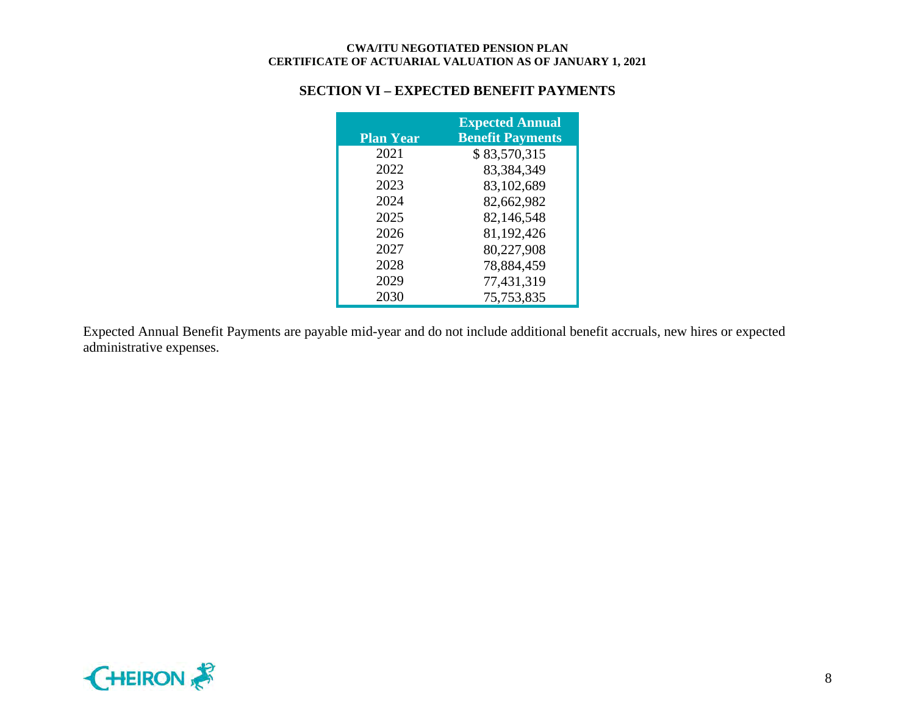## SECTION VI – EXPECTED BENEFIT PAYMENTS

| Plan Year | Expected Annual Benefit Payments |
|---|---|
| 2021 | $ 83,570,315 |
| 2022 | 83,384,349 |
| 2023 | 83,102,689 |
| 2024 | 82,662,982 |
| 2025 | 82,146,548 |
| 2026 | 81,192,426 |
| 2027 | 80,227,908 |
| 2028 | 78,884,459 |
| 2029 | 77,431,319 |
| 2030 | 75,753,835 |

Expected Annual Benefit Payments are payable mid-year and do not include additional benefit accruals, new hires or expected administrative expenses.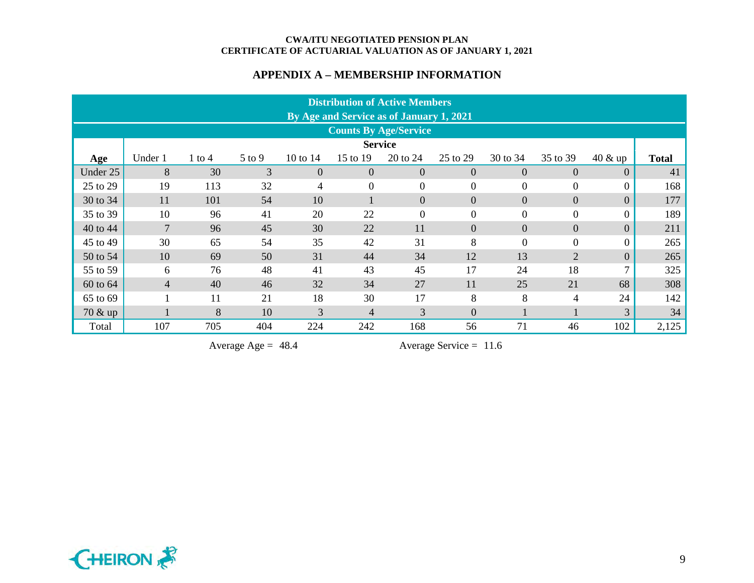CWA/ITU NEGOTIATED PENSION PLAN
CERTIFICATE OF ACTUARIAL VALUATION AS OF JANUARY 1, 2021

## APPENDIX A – MEMBERSHIP INFORMATION

**Distribution of Active Members**
**By Age and Service as of January 1, 2021**
**Counts By Age/Service**

| Age | Service | | | | | | | | | | Total |
|---|---|---|---|---|---|---|---|---|---|---|---|
| | Under 1 | 1 to 4 | 5 to 9 | 10 to 14 | 15 to 19 | 20 to 24 | 25 to 29 | 30 to 34 | 35 to 39 | 40 & up | |
| Under 25 | 8 | 30 | 3 | 0 | 0 | 0 | 0 | 0 | 0 | 0 | 41 |
| 25 to 29 | 19 | 113 | 32 | 4 | 0 | 0 | 0 | 0 | 0 | 0 | 168 |
| 30 to 34 | 11 | 101 | 54 | 10 | 1 | 0 | 0 | 0 | 0 | 0 | 177 |
| 35 to 39 | 10 | 96 | 41 | 20 | 22 | 0 | 0 | 0 | 0 | 0 | 189 |
| 40 to 44 | 7 | 96 | 45 | 30 | 22 | 11 | 0 | 0 | 0 | 0 | 211 |
| 45 to 49 | 30 | 65 | 54 | 35 | 42 | 31 | 8 | 0 | 0 | 0 | 265 |
| 50 to 54 | 10 | 69 | 50 | 31 | 44 | 34 | 12 | 13 | 2 | 0 | 265 |
| 55 to 59 | 6 | 76 | 48 | 41 | 43 | 45 | 17 | 24 | 18 | 7 | 325 |
| 60 to 64 | 4 | 40 | 46 | 32 | 34 | 27 | 11 | 25 | 21 | 68 | 308 |
| 65 to 69 | 1 | 11 | 21 | 18 | 30 | 17 | 8 | 8 | 4 | 24 | 142 |
| 70 & up | 1 | 8 | 10 | 3 | 4 | 3 | 0 | 1 | 1 | 3 | 34 |
| Total | 107 | 705 | 404 | 224 | 242 | 168 | 56 | 71 | 46 | 102 | 2,125 |

Average Age = 48.4 Average Service = 11.6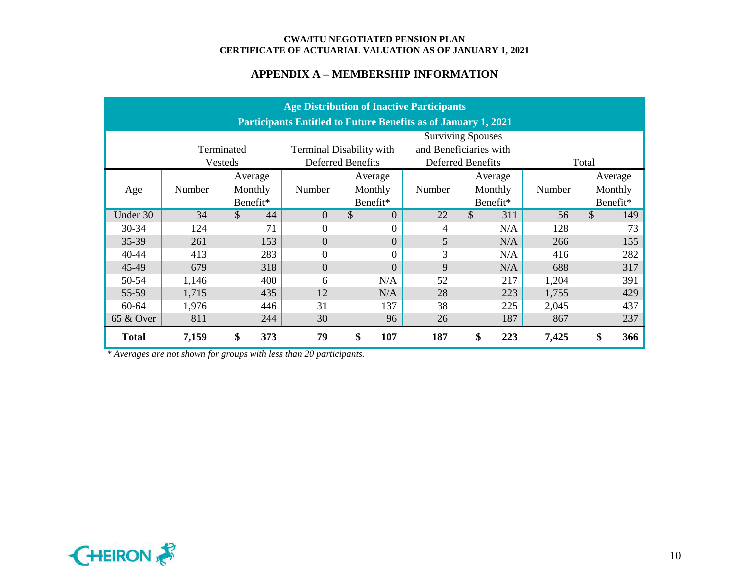## APPENDIX A – MEMBERSHIP INFORMATION

| Age Distribution of Inactive Participants<br>Participants Entitled to Future Benefits as of January 1, 2021 | | | | | | | | |
|---|---|---|---|---|---|---|---|---|
| | Terminated Vesteds | | Terminal Disability with Deferred Benefits | | Surviving Spouses and Beneficiaries with Deferred Benefits | | Total | |
| Age | Number | Average Monthly Benefit* | Number | Average Monthly Benefit* | Number | Average Monthly Benefit* | Number | Average Monthly Benefit* |
| Under 30 | 34 | $ 44 | 0 | $ 0 | 22 | $ 311 | 56 | $ 149 |
| 30-34 | 124 | 71 | 0 | 0 | 4 | N/A | 128 | 73 |
| 35-39 | 261 | 153 | 0 | 0 | 5 | N/A | 266 | 155 |
| 40-44 | 413 | 283 | 0 | 0 | 3 | N/A | 416 | 282 |
| 45-49 | 679 | 318 | 0 | 0 | 9 | N/A | 688 | 317 |
| 50-54 | 1,146 | 400 | 6 | N/A | 52 | 217 | 1,204 | 391 |
| 55-59 | 1,715 | 435 | 12 | N/A | 28 | 223 | 1,755 | 429 |
| 60-64 | 1,976 | 446 | 31 | 137 | 38 | 225 | 2,045 | 437 |
| 65 & Over | 811 | 244 | 30 | 96 | 26 | 187 | 867 | 237 |
| **Total** | **7,159** | **$ 373** | **79** | **$ 107** | **187** | **$ 223** | **7,425** | **$ 366** |

*\* Averages are not shown for groups with less than 20 participants.*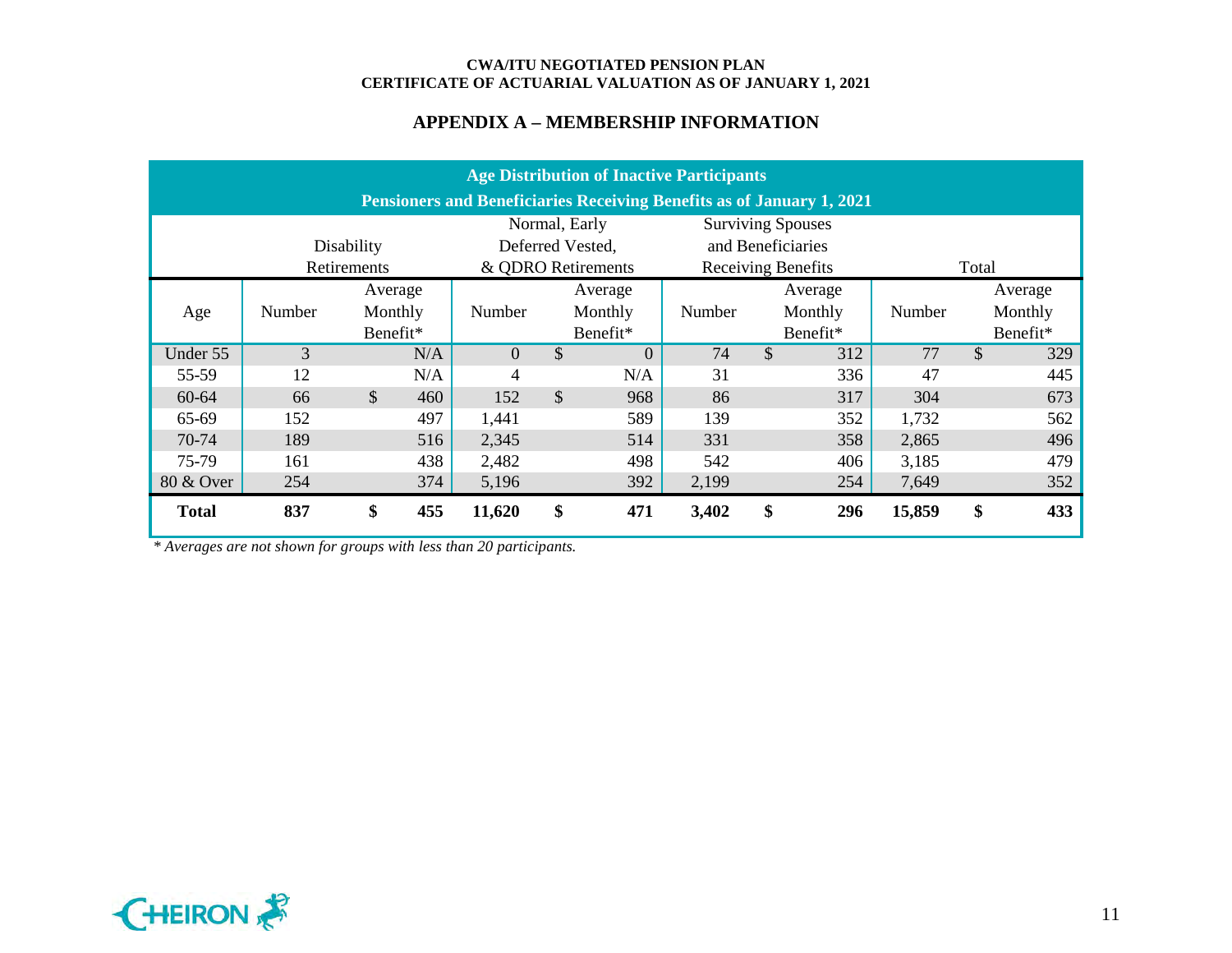CWA/ITU NEGOTIATED PENSION PLAN
CERTIFICATE OF ACTUARIAL VALUATION AS OF JANUARY 1, 2021

## APPENDIX A – MEMBERSHIP INFORMATION

**Age Distribution of Inactive Participants**
**Pensioners and Beneficiaries Receiving Benefits as of January 1, 2021**

| | Disability Retirements | | Normal, Early Deferred Vested, & QDRO Retirements | | Surviving Spouses and Beneficiaries Receiving Benefits | | Total | |
|---|---|---|---|---|---|---|---|---|
| Age | Number | Average Monthly Benefit* | Number | Average Monthly Benefit* | Number | Average Monthly Benefit* | Number | Average Monthly Benefit* |
| Under 55 | 3 | N/A | 0 | $ 0 | 74 | $ 312 | 77 | $ 329 |
| 55-59 | 12 | N/A | 4 | N/A | 31 | 336 | 47 | 445 |
| 60-64 | 66 | $ 460 | 152 | $ 968 | 86 | 317 | 304 | 673 |
| 65-69 | 152 | 497 | 1,441 | 589 | 139 | 352 | 1,732 | 562 |
| 70-74 | 189 | 516 | 2,345 | 514 | 331 | 358 | 2,865 | 496 |
| 75-79 | 161 | 438 | 2,482 | 498 | 542 | 406 | 3,185 | 479 |
| 80 & Over | 254 | 374 | 5,196 | 392 | 2,199 | 254 | 7,649 | 352 |
| **Total** | **837** | **$ 455** | **11,620** | **$ 471** | **3,402** | **$ 296** | **15,859** | **$ 433** |

*\* Averages are not shown for groups with less than 20 participants.*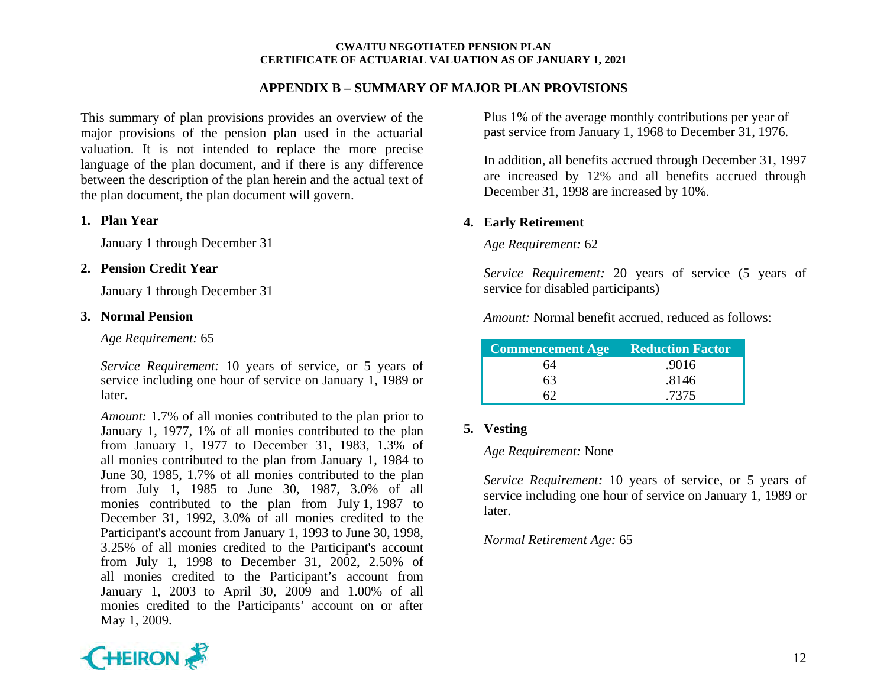## APPENDIX B – SUMMARY OF MAJOR PLAN PROVISIONS

This summary of plan provisions provides an overview of the major provisions of the pension plan used in the actuarial valuation. It is not intended to replace the more precise language of the plan document, and if there is any difference between the description of the plan herein and the actual text of the plan document, the plan document will govern.

**1. Plan Year**

January 1 through December 31

**2. Pension Credit Year**

January 1 through December 31

**3. Normal Pension**

*Age Requirement:* 65

*Service Requirement:* 10 years of service, or 5 years of service including one hour of service on January 1, 1989 or later.

*Amount:* 1.7% of all monies contributed to the plan prior to January 1, 1977, 1% of all monies contributed to the plan from January 1, 1977 to December 31, 1983, 1.3% of all monies contributed to the plan from January 1, 1984 to June 30, 1985, 1.7% of all monies contributed to the plan from July 1, 1985 to June 30, 1987, 3.0% of all monies contributed to the plan from July 1, 1987 to December 31, 1992, 3.0% of all monies credited to the Participant's account from January 1, 1993 to June 30, 1998, 3.25% of all monies credited to the Participant's account from July 1, 1998 to December 31, 2002, 2.50% of all monies credited to the Participant's account from January 1, 2003 to April 30, 2009 and 1.00% of all monies credited to the Participants' account on or after May 1, 2009.

Plus 1% of the average monthly contributions per year of past service from January 1, 1968 to December 31, 1976.

In addition, all benefits accrued through December 31, 1997 are increased by 12% and all benefits accrued through December 31, 1998 are increased by 10%.

**4. Early Retirement**

*Age Requirement:* 62

*Service Requirement:* 20 years of service (5 years of service for disabled participants)

*Amount:* Normal benefit accrued, reduced as follows:

| Commencement Age | Reduction Factor |
|---|---|
| 64 | .9016 |
| 63 | .8146 |
| 62 | .7375 |

**5. Vesting**

*Age Requirement:* None

*Service Requirement:* 10 years of service, or 5 years of service including one hour of service on January 1, 1989 or later.

*Normal Retirement Age:* 65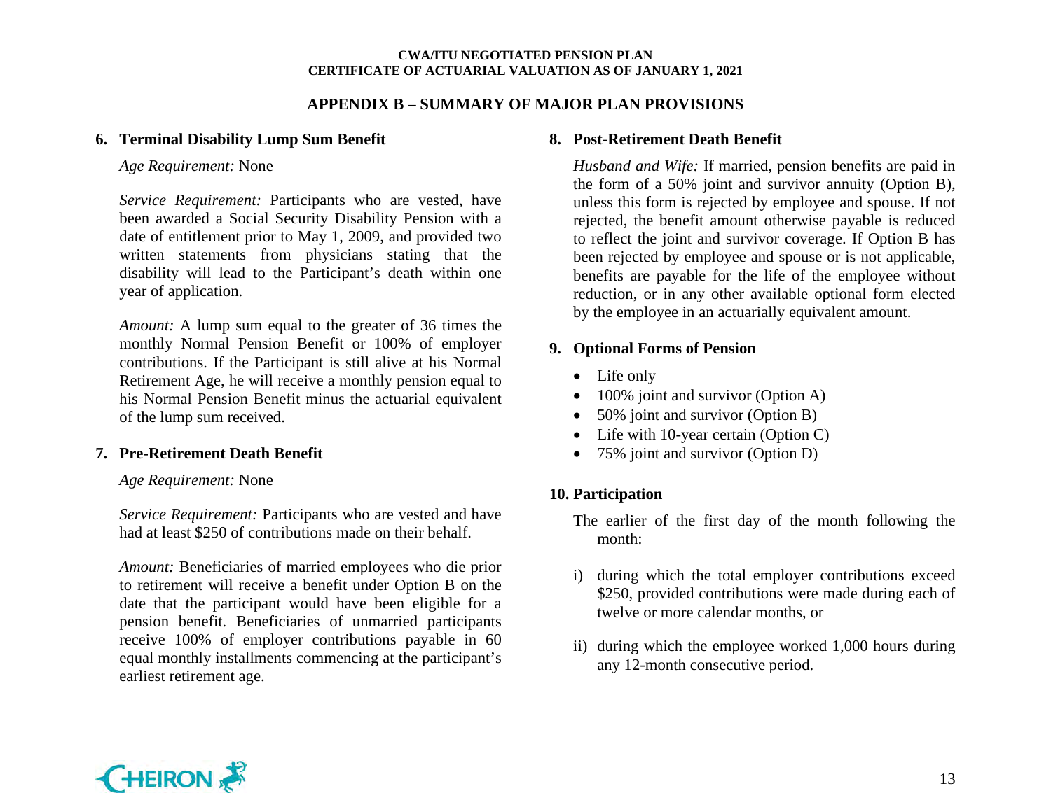## APPENDIX B – SUMMARY OF MAJOR PLAN PROVISIONS

### 6. Terminal Disability Lump Sum Benefit

*Age Requirement:* None

*Service Requirement:* Participants who are vested, have been awarded a Social Security Disability Pension with a date of entitlement prior to May 1, 2009, and provided two written statements from physicians stating that the disability will lead to the Participant's death within one year of application.

*Amount:* A lump sum equal to the greater of 36 times the monthly Normal Pension Benefit or 100% of employer contributions. If the Participant is still alive at his Normal Retirement Age, he will receive a monthly pension equal to his Normal Pension Benefit minus the actuarial equivalent of the lump sum received.

### 7. Pre-Retirement Death Benefit

*Age Requirement:* None

*Service Requirement:* Participants who are vested and have had at least $250 of contributions made on their behalf.

*Amount:* Beneficiaries of married employees who die prior to retirement will receive a benefit under Option B on the date that the participant would have been eligible for a pension benefit. Beneficiaries of unmarried participants receive 100% of employer contributions payable in 60 equal monthly installments commencing at the participant's earliest retirement age.

### 8. Post-Retirement Death Benefit

*Husband and Wife:* If married, pension benefits are paid in the form of a 50% joint and survivor annuity (Option B), unless this form is rejected by employee and spouse. If not rejected, the benefit amount otherwise payable is reduced to reflect the joint and survivor coverage. If Option B has been rejected by employee and spouse or is not applicable, benefits are payable for the life of the employee without reduction, or in any other available optional form elected by the employee in an actuarially equivalent amount.

### 9. Optional Forms of Pension

- Life only
- 100% joint and survivor (Option A)
- 50% joint and survivor (Option B)
- Life with 10-year certain (Option C)
- 75% joint and survivor (Option D)

### 10. Participation

The earlier of the first day of the month following the month:

i) during which the total employer contributions exceed $250, provided contributions were made during each of twelve or more calendar months, or

ii) during which the employee worked 1,000 hours during any 12-month consecutive period.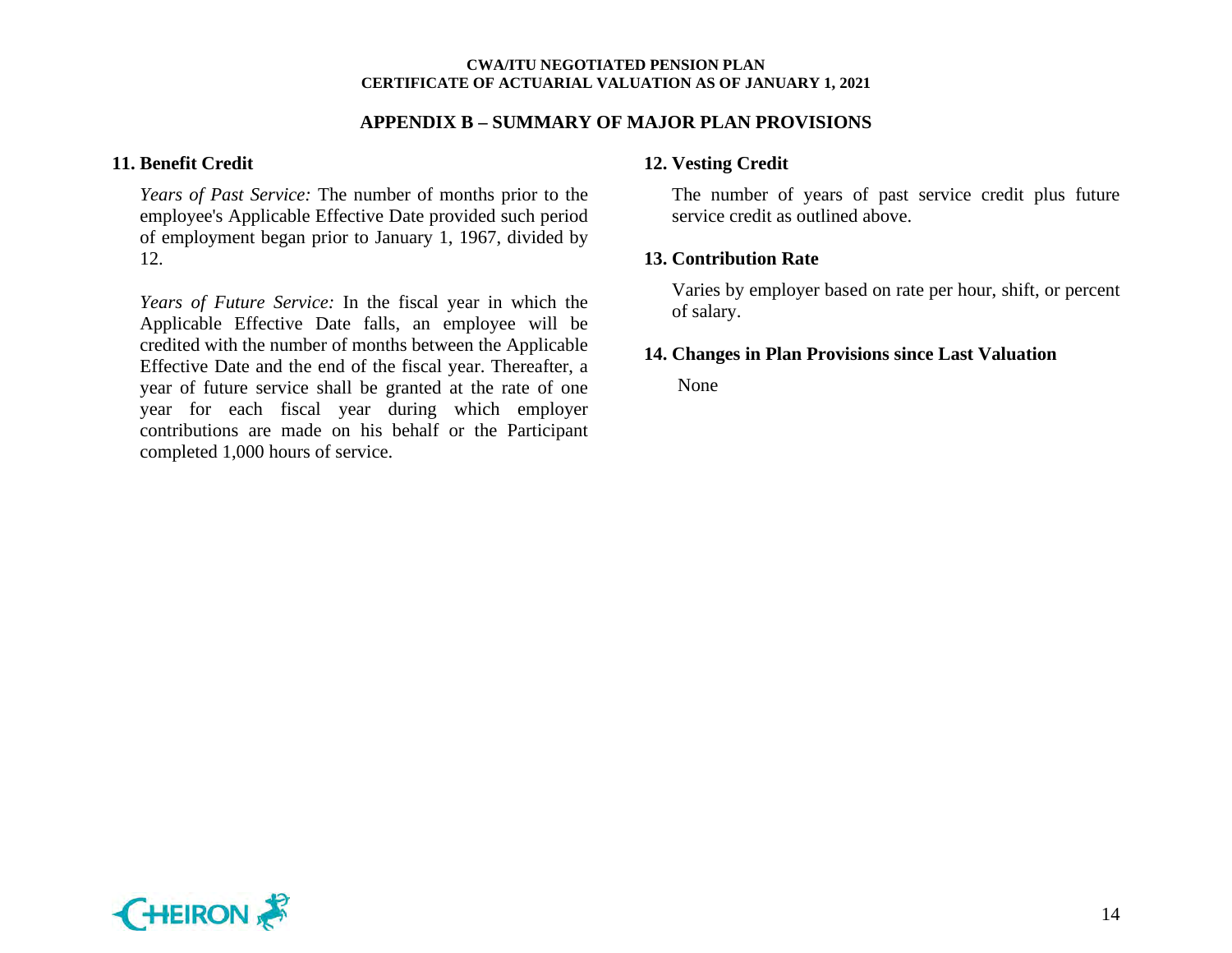## APPENDIX B – SUMMARY OF MAJOR PLAN PROVISIONS

### 11. Benefit Credit

*Years of Past Service:* The number of months prior to the employee's Applicable Effective Date provided such period of employment began prior to January 1, 1967, divided by 12.

*Years of Future Service:* In the fiscal year in which the Applicable Effective Date falls, an employee will be credited with the number of months between the Applicable Effective Date and the end of the fiscal year. Thereafter, a year of future service shall be granted at the rate of one year for each fiscal year during which employer contributions are made on his behalf or the Participant completed 1,000 hours of service.

### 12. Vesting Credit

The number of years of past service credit plus future service credit as outlined above.

### 13. Contribution Rate

Varies by employer based on rate per hour, shift, or percent of salary.

### 14. Changes in Plan Provisions since Last Valuation

None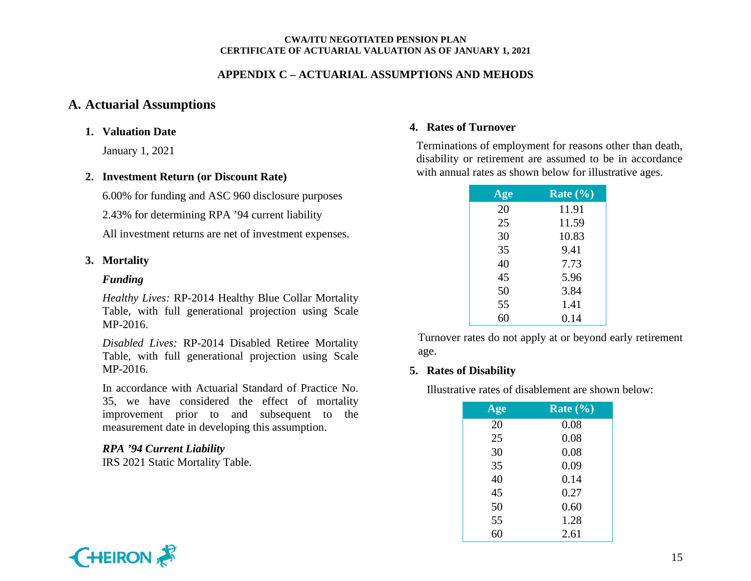## APPENDIX C – ACTUARIAL ASSUMPTIONS AND MEHODS

# A. Actuarial Assumptions

### 1. Valuation Date

January 1, 2021

### 2. Investment Return (or Discount Rate)

6.00% for funding and ASC 960 disclosure purposes

2.43% for determining RPA '94 current liability

All investment returns are net of investment expenses.

### 3. Mortality

***Funding***

*Healthy Lives:* RP-2014 Healthy Blue Collar Mortality Table, with full generational projection using Scale MP-2016.

*Disabled Lives:* RP-2014 Disabled Retiree Mortality Table, with full generational projection using Scale MP-2016.

In accordance with Actuarial Standard of Practice No. 35, we have considered the effect of mortality improvement prior to and subsequent to the measurement date in developing this assumption.

***RPA '94 Current Liability***

IRS 2021 Static Mortality Table.

### 4. Rates of Turnover

Terminations of employment for reasons other than death, disability or retirement are assumed to be in accordance with annual rates as shown below for illustrative ages.

| Age | Rate (%) |
|---|---|
| 20 | 11.91 |
| 25 | 11.59 |
| 30 | 10.83 |
| 35 | 9.41 |
| 40 | 7.73 |
| 45 | 5.96 |
| 50 | 3.84 |
| 55 | 1.41 |
| 60 | 0.14 |

Turnover rates do not apply at or beyond early retirement age.

### 5. Rates of Disability

Illustrative rates of disablement are shown below:

| Age | Rate (%) |
|---|---|
| 20 | 0.08 |
| 25 | 0.08 |
| 30 | 0.08 |
| 35 | 0.09 |
| 40 | 0.14 |
| 45 | 0.27 |
| 50 | 0.60 |
| 55 | 1.28 |
| 60 | 2.61 |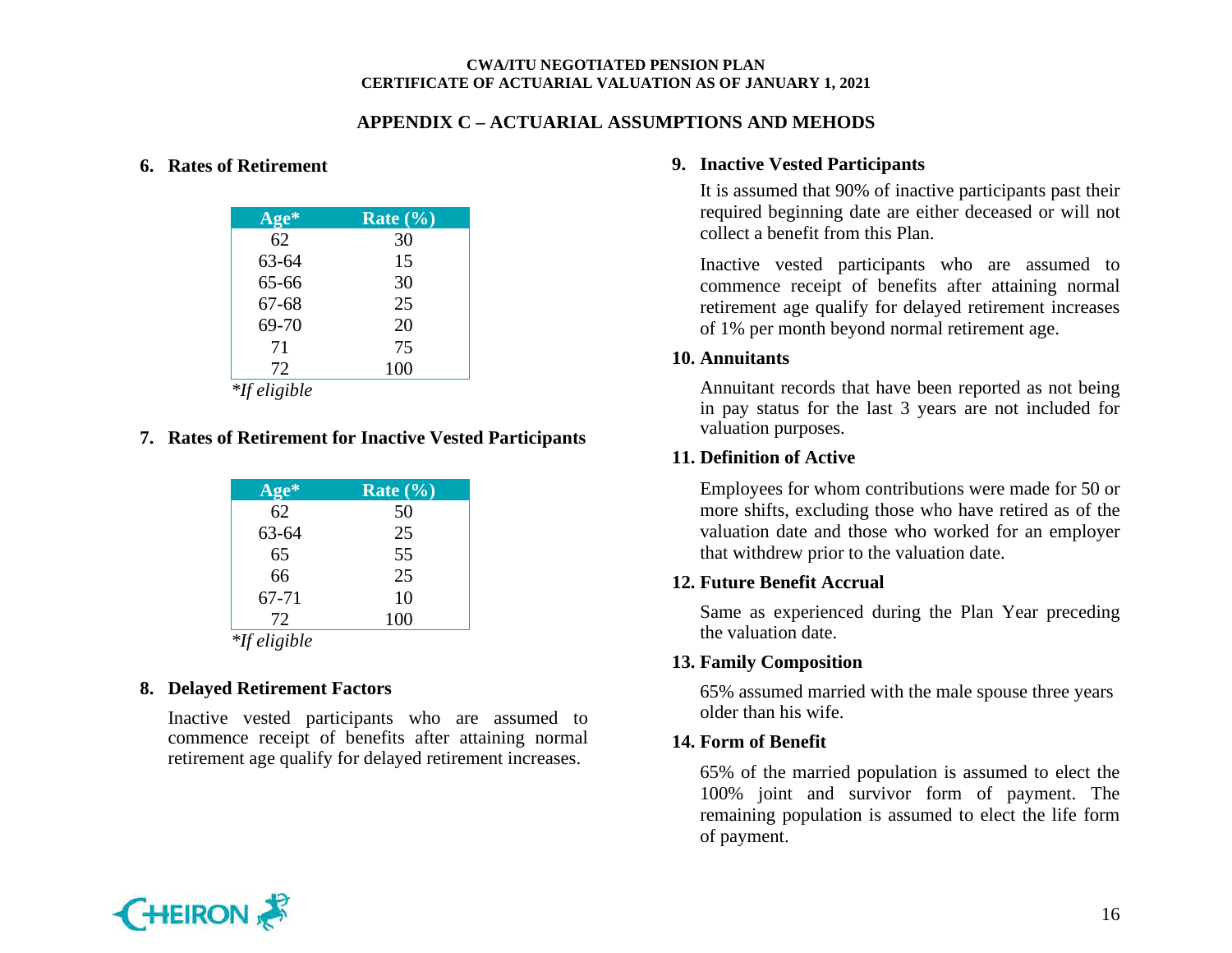## APPENDIX C – ACTUARIAL ASSUMPTIONS AND MEHODS

### 6. Rates of Retirement

| Age* | Rate (%) |
|---|---|
| 62 | 30 |
| 63-64 | 15 |
| 65-66 | 30 |
| 67-68 | 25 |
| 69-70 | 20 |
| 71 | 75 |
| 72 | 100 |

**If eligible*

### 7. Rates of Retirement for Inactive Vested Participants

| Age* | Rate (%) |
|---|---|
| 62 | 50 |
| 63-64 | 25 |
| 65 | 55 |
| 66 | 25 |
| 67-71 | 10 |
| 72 | 100 |

**If eligible*

### 8. Delayed Retirement Factors

Inactive vested participants who are assumed to commence receipt of benefits after attaining normal retirement age qualify for delayed retirement increases.

### 9. Inactive Vested Participants

It is assumed that 90% of inactive participants past their required beginning date are either deceased or will not collect a benefit from this Plan.

Inactive vested participants who are assumed to commence receipt of benefits after attaining normal retirement age qualify for delayed retirement increases of 1% per month beyond normal retirement age.

### 10. Annuitants

Annuitant records that have been reported as not being in pay status for the last 3 years are not included for valuation purposes.

### 11. Definition of Active

Employees for whom contributions were made for 50 or more shifts, excluding those who have retired as of the valuation date and those who worked for an employer that withdrew prior to the valuation date.

### 12. Future Benefit Accrual

Same as experienced during the Plan Year preceding the valuation date.

### 13. Family Composition

65% assumed married with the male spouse three years older than his wife.

### 14. Form of Benefit

65% of the married population is assumed to elect the 100% joint and survivor form of payment. The remaining population is assumed to elect the life form of payment.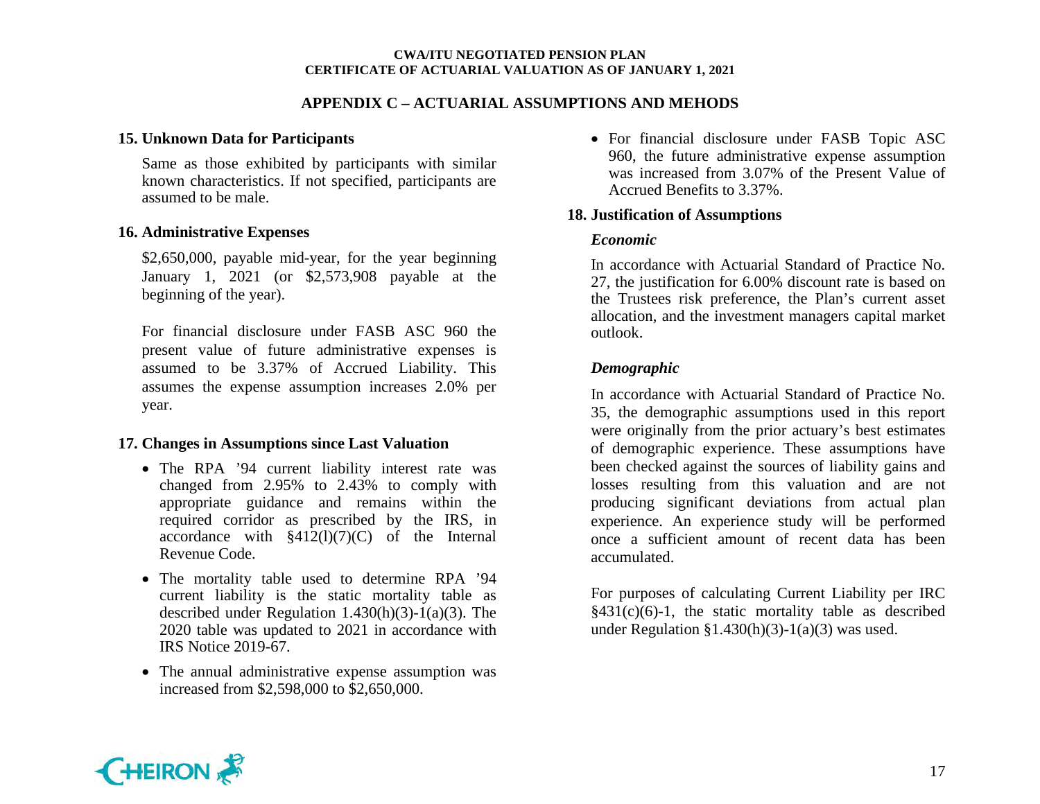## APPENDIX C – ACTUARIAL ASSUMPTIONS AND MEHODS

### 15. Unknown Data for Participants

Same as those exhibited by participants with similar known characteristics. If not specified, participants are assumed to be male.

### 16. Administrative Expenses

$2,650,000, payable mid-year, for the year beginning January 1, 2021 (or $2,573,908 payable at the beginning of the year).

For financial disclosure under FASB ASC 960 the present value of future administrative expenses is assumed to be 3.37% of Accrued Liability. This assumes the expense assumption increases 2.0% per year.

### 17. Changes in Assumptions since Last Valuation

- The RPA '94 current liability interest rate was changed from 2.95% to 2.43% to comply with appropriate guidance and remains within the required corridor as prescribed by the IRS, in accordance with §412(l)(7)(C) of the Internal Revenue Code.
- The mortality table used to determine RPA '94 current liability is the static mortality table as described under Regulation 1.430(h)(3)-1(a)(3). The 2020 table was updated to 2021 in accordance with IRS Notice 2019-67.
- The annual administrative expense assumption was increased from $2,598,000 to $2,650,000.
- For financial disclosure under FASB Topic ASC 960, the future administrative expense assumption was increased from 3.07% of the Present Value of Accrued Benefits to 3.37%.

### 18. Justification of Assumptions

***Economic***

In accordance with Actuarial Standard of Practice No. 27, the justification for 6.00% discount rate is based on the Trustees risk preference, the Plan's current asset allocation, and the investment managers capital market outlook.

***Demographic***

In accordance with Actuarial Standard of Practice No. 35, the demographic assumptions used in this report were originally from the prior actuary's best estimates of demographic experience. These assumptions have been checked against the sources of liability gains and losses resulting from this valuation and are not producing significant deviations from actual plan experience. An experience study will be performed once a sufficient amount of recent data has been accumulated.

For purposes of calculating Current Liability per IRC §431(c)(6)-1, the static mortality table as described under Regulation §1.430(h)(3)-1(a)(3) was used.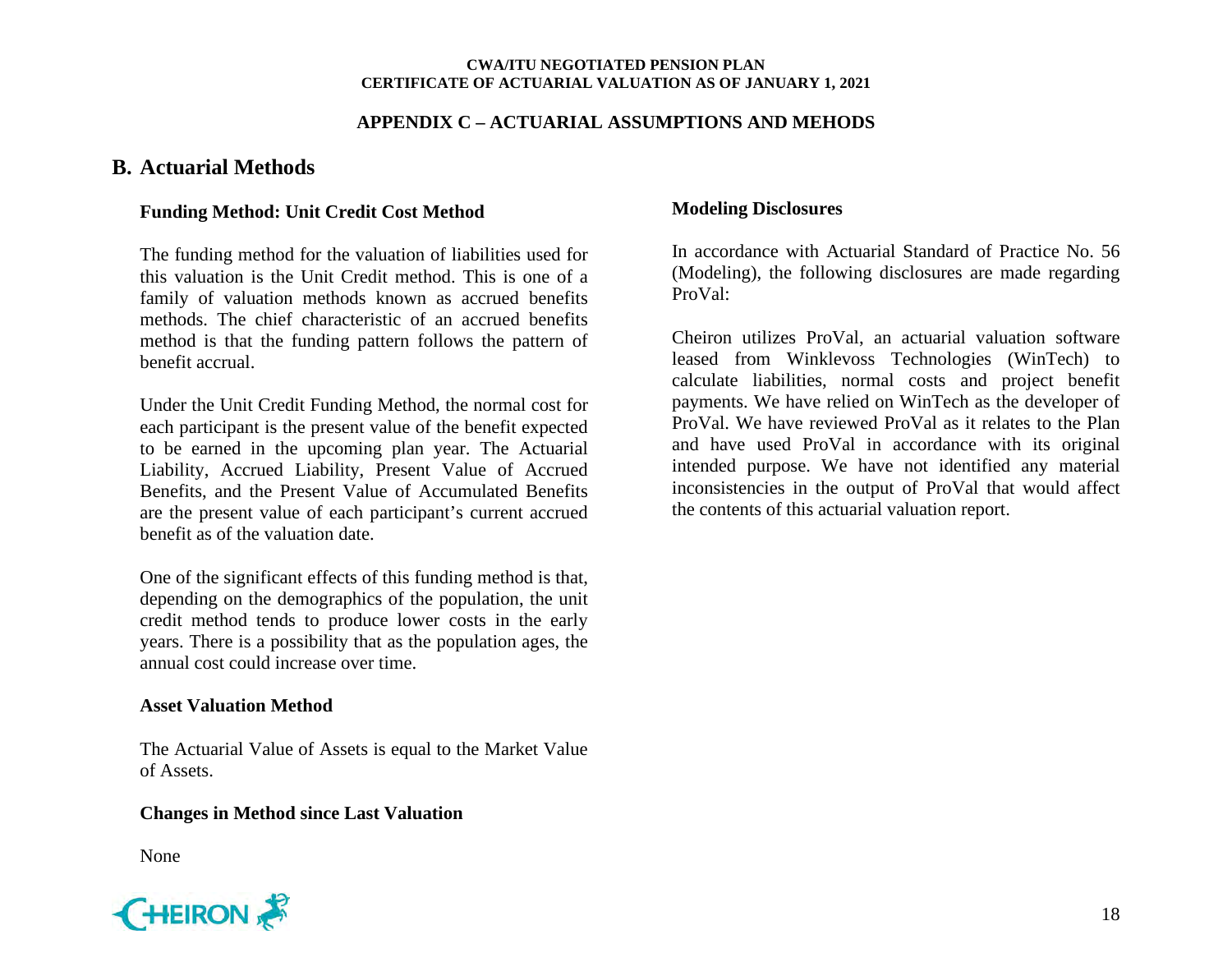## APPENDIX C – ACTUARIAL ASSUMPTIONS AND MEHODS

## B. Actuarial Methods

### Funding Method: Unit Credit Cost Method

The funding method for the valuation of liabilities used for this valuation is the Unit Credit method. This is one of a family of valuation methods known as accrued benefits methods. The chief characteristic of an accrued benefits method is that the funding pattern follows the pattern of benefit accrual.

Under the Unit Credit Funding Method, the normal cost for each participant is the present value of the benefit expected to be earned in the upcoming plan year. The Actuarial Liability, Accrued Liability, Present Value of Accrued Benefits, and the Present Value of Accumulated Benefits are the present value of each participant's current accrued benefit as of the valuation date.

One of the significant effects of this funding method is that, depending on the demographics of the population, the unit credit method tends to produce lower costs in the early years. There is a possibility that as the population ages, the annual cost could increase over time.

### Asset Valuation Method

The Actuarial Value of Assets is equal to the Market Value of Assets.

### Changes in Method since Last Valuation

None

### Modeling Disclosures

In accordance with Actuarial Standard of Practice No. 56 (Modeling), the following disclosures are made regarding ProVal:

Cheiron utilizes ProVal, an actuarial valuation software leased from Winklevoss Technologies (WinTech) to calculate liabilities, normal costs and project benefit payments. We have relied on WinTech as the developer of ProVal. We have reviewed ProVal as it relates to the Plan and have used ProVal in accordance with its original intended purpose. We have not identified any material inconsistencies in the output of ProVal that would affect the contents of this actuarial valuation report.